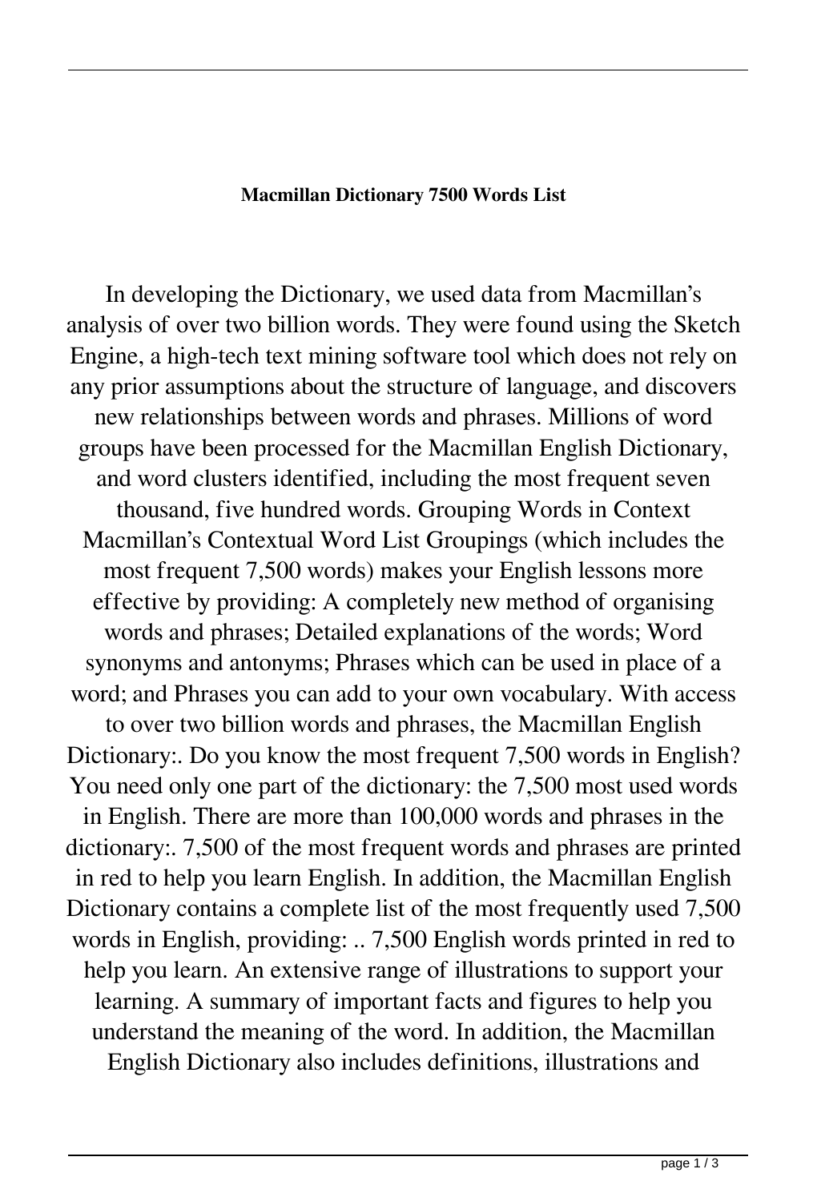**Macmillan Dictionary 7500 Words List**

In developing the Dictionary, we used data from Macmillan's analysis of over two billion words. They were found using the Sketch Engine, a high-tech text mining software tool which does not rely on any prior assumptions about the structure of language, and discovers new relationships between words and phrases. Millions of word groups have been processed for the Macmillan English Dictionary, and word clusters identified, including the most frequent seven thousand, five hundred words. Grouping Words in Context Macmillan's Contextual Word List Groupings (which includes the most frequent 7,500 words) makes your English lessons more effective by providing: A completely new method of organising words and phrases; Detailed explanations of the words; Word synonyms and antonyms; Phrases which can be used in place of a word; and Phrases you can add to your own vocabulary. With access to over two billion words and phrases, the Macmillan English Dictionary:. Do you know the most frequent 7,500 words in English? You need only one part of the dictionary: the 7,500 most used words in English. There are more than 100,000 words and phrases in the dictionary:. 7,500 of the most frequent words and phrases are printed in red to help you learn English. In addition, the Macmillan English Dictionary contains a complete list of the most frequently used 7,500 words in English, providing: .. 7,500 English words printed in red to help you learn. An extensive range of illustrations to support your learning. A summary of important facts and figures to help you understand the meaning of the word. In addition, the Macmillan English Dictionary also includes definitions, illustrations and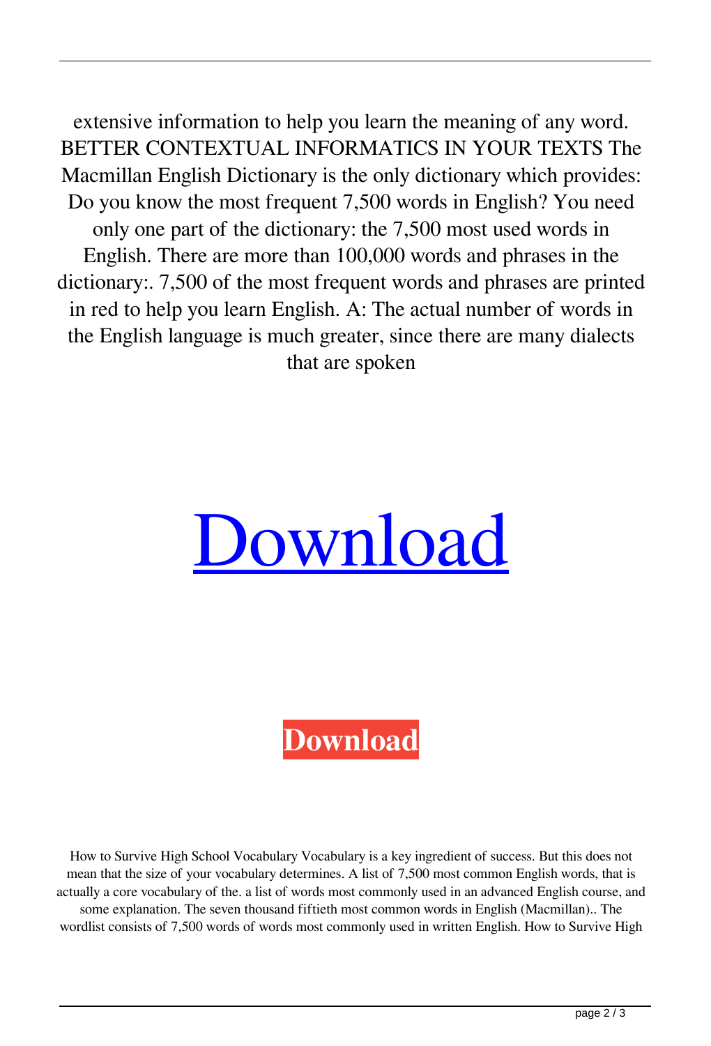extensive information to help you learn the meaning of any word. BETTER CONTEXTUAL INFORMATICS IN YOUR TEXTS The Macmillan English Dictionary is the only dictionary which provides: Do you know the most frequent 7,500 words in English? You need only one part of the dictionary: the 7,500 most used words in English. There are more than 100,000 words and phrases in the dictionary:. 7,500 of the most frequent words and phrases are printed in red to help you learn English. A: The actual number of words in the English language is much greater, since there are many dialects that are spoken

# Download

**Download**

How to Survive High School Vocabulary Vocabulary is a key ingredient of success. But this does not mean that the size of your vocabulary determines. A list of 7,500 most common English words, that is actually a core vocabulary of the. a list of words most commonly used in an advanced English course, and some explanation. The seven thousand fiftieth most common words in English (Macmillan).. The wordlist consists of 7,500 words of words most commonly used in written English. How to Survive High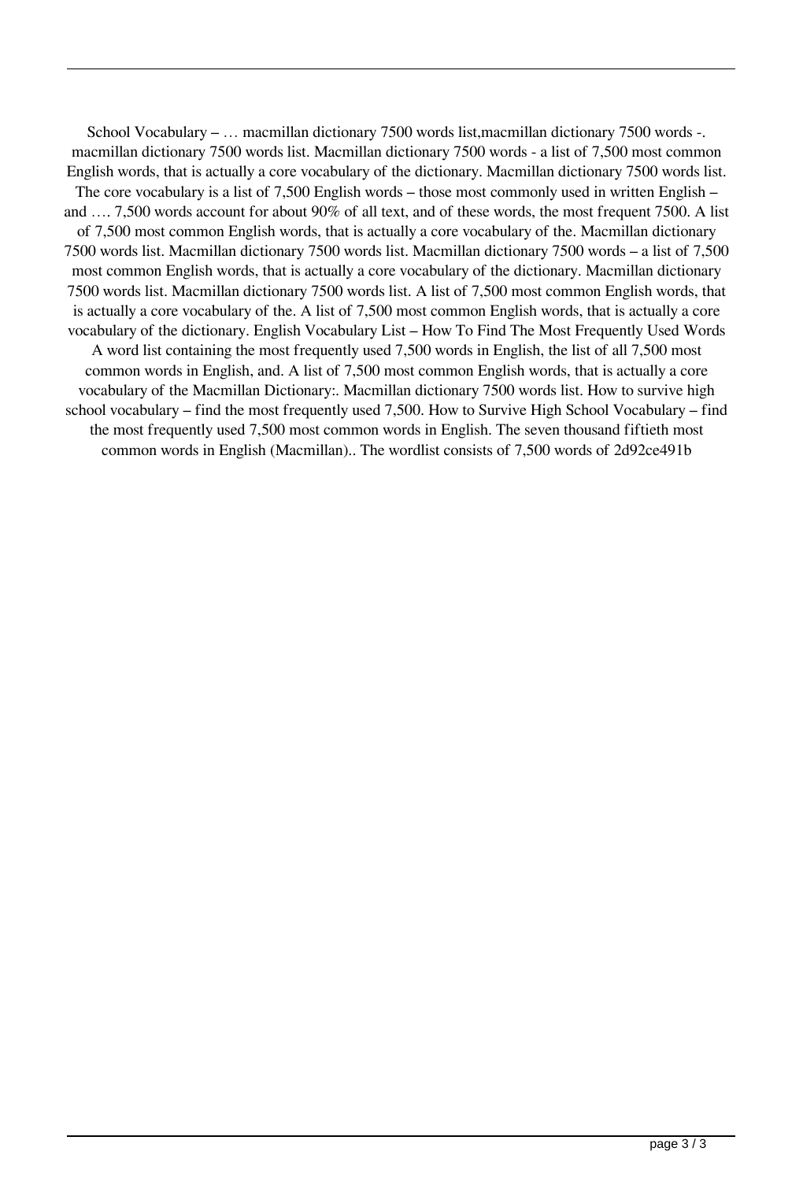School Vocabulary – … macmillan dictionary 7500 words list,macmillan dictionary 7500 words -. macmillan dictionary 7500 words list. Macmillan dictionary 7500 words - a list of 7,500 most common English words, that is actually a core vocabulary of the dictionary. Macmillan dictionary 7500 words list. The core vocabulary is a list of 7,500 English words – those most commonly used in written English – and …. 7,500 words account for about 90% of all text, and of these words, the most frequent 7500. A list of 7,500 most common English words, that is actually a core vocabulary of the. Macmillan dictionary 7500 words list. Macmillan dictionary 7500 words list. Macmillan dictionary 7500 words – a list of 7,500 most common English words, that is actually a core vocabulary of the dictionary. Macmillan dictionary 7500 words list. Macmillan dictionary 7500 words list. A list of 7,500 most common English words, that is actually a core vocabulary of the. A list of 7,500 most common English words, that is actually a core vocabulary of the dictionary. English Vocabulary List – How To Find The Most Frequently Used Words A word list containing the most frequently used 7,500 words in English, the list of all 7,500 most common words in English, and. A list of 7,500 most common English words, that is actually a core vocabulary of the Macmillan Dictionary:. Macmillan dictionary 7500 words list. How to survive high school vocabulary – find the most frequently used 7,500. How to Survive High School Vocabulary – find the most frequently used 7,500 most common words in English. The seven thousand fiftieth most common words in English (Macmillan).. The wordlist consists of 7,500 words of 2d92ce491b